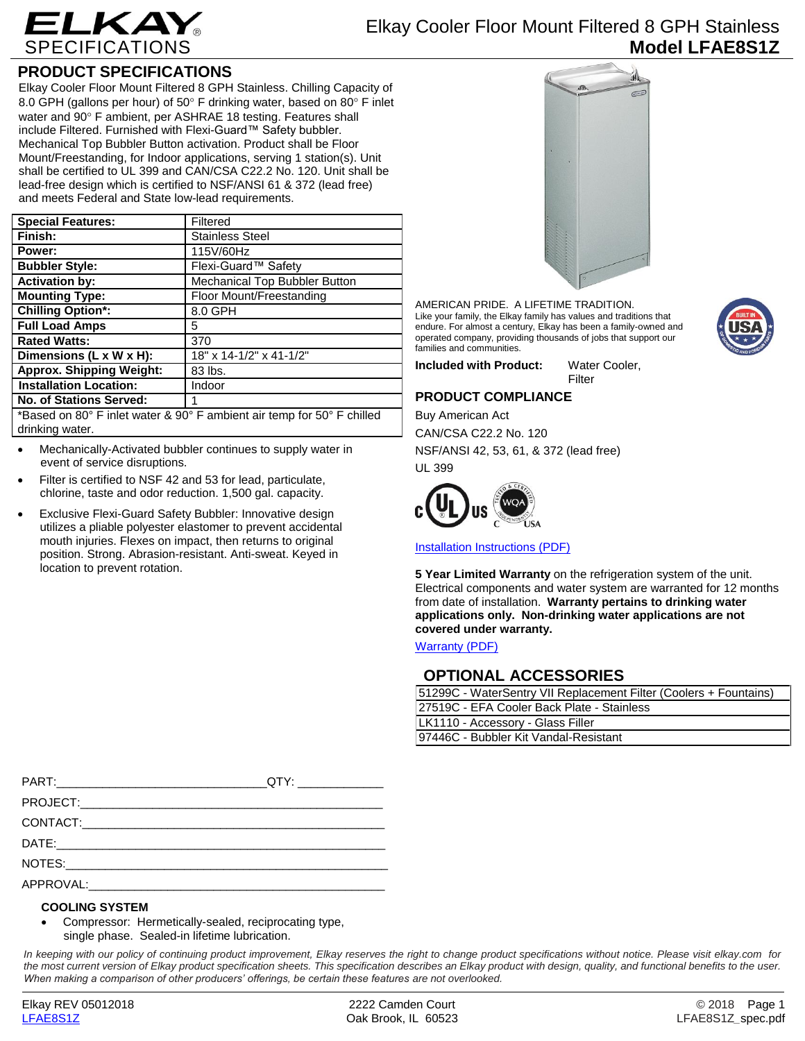# ELKAY SPECIFICATIONS

## Elkay Cooler Floor Mount Filtered 8 GPH Stainless
## Model LFAE8S1Z

## PRODUCT SPECIFICATIONS

Elkay Cooler Floor Mount Filtered 8 GPH Stainless. Chilling Capacity of 8.0 GPH (gallons per hour) of 50° F drinking water, based on 80° F inlet water and 90° F ambient, per ASHRAE 18 testing. Features shall include Filtered. Furnished with Flexi-Guard™ Safety bubbler. Mechanical Top Bubbler Button activation. Product shall be Floor Mount/Freestanding, for Indoor applications, serving 1 station(s). Unit shall be certified to UL 399 and CAN/CSA C22.2 No. 120. Unit shall be lead-free design which is certified to NSF/ANSI 61 & 372 (lead free) and meets Federal and State low-lead requirements.

| | |
|---|---|
| **Special Features:** | Filtered |
| **Finish:** | Stainless Steel |
| **Power:** | 115V/60Hz |
| **Bubbler Style:** | Flexi-Guard™ Safety |
| **Activation by:** | Mechanical Top Bubbler Button |
| **Mounting Type:** | Floor Mount/Freestanding |
| **Chilling Option*:** | 8.0 GPH |
| **Full Load Amps** | 5 |
| **Rated Watts:** | 370 |
| **Dimensions (L x W x H):** | 18" x 14-1/2" x 41-1/2" |
| **Approx. Shipping Weight:** | 83 lbs. |
| **Installation Location:** | Indoor |
| **No. of Stations Served:** | 1 |

*Based on 80° F inlet water & 90° F ambient air temp for 50° F chilled drinking water.

- Mechanically-Activated bubbler continues to supply water in event of service disruptions.
- Filter is certified to NSF 42 and 53 for lead, particulate, chlorine, taste and odor reduction. 1,500 gal. capacity.
- Exclusive Flexi-Guard Safety Bubbler: Innovative design utilizes a pliable polyester elastomer to prevent accidental mouth injuries. Flexes on impact, then returns to original position. Strong. Abrasion-resistant. Anti-sweat. Keyed in location to prevent rotation.

AMERICAN PRIDE. A LIFETIME TRADITION.
Like your family, the Elkay family has values and traditions that endure. For almost a century, Elkay has been a family-owned and operated company, providing thousands of jobs that support our families and communities.

**Included with Product:** Water Cooler, Filter

## PRODUCT COMPLIANCE

Buy American Act
CAN/CSA C22.2 No. 120
NSF/ANSI 42, 53, 61, & 372 (lead free)
UL 399

Installation Instructions (PDF)

**5 Year Limited Warranty** on the refrigeration system of the unit. Electrical components and water system are warranted for 12 months from date of installation. **Warranty pertains to drinking water applications only. Non-drinking water applications are not covered under warranty.**

Warranty (PDF)

## OPTIONAL ACCESSORIES

| |
|---|
| 51299C - WaterSentry VII Replacement Filter (Coolers + Fountains) |
| 27519C - EFA Cooler Back Plate - Stainless |
| LK1110 - Accessory - Glass Filler |
| 97446C - Bubbler Kit Vandal-Resistant |

PART:______________________________ QTY: ____________

PROJECT:____________________________________________

CONTACT:____________________________________________

DATE:_______________________________________________

NOTES:______________________________________________

APPROVAL:___________________________________________

### COOLING SYSTEM

- Compressor: Hermetically-sealed, reciprocating type, single phase. Sealed-in lifetime lubrication.

*In keeping with our policy of continuing product improvement, Elkay reserves the right to change product specifications without notice. Please visit elkay.com for the most current version of Elkay product specification sheets. This specification describes an Elkay product with design, quality, and functional benefits to the user. When making a comparison of other producers' offerings, be certain these features are not overlooked.*

Elkay REV 05012018
LFAE8S1Z

2222 Camden Court
Oak Brook, IL 60523

© 2018
LFAE8S1Z_spec.pdf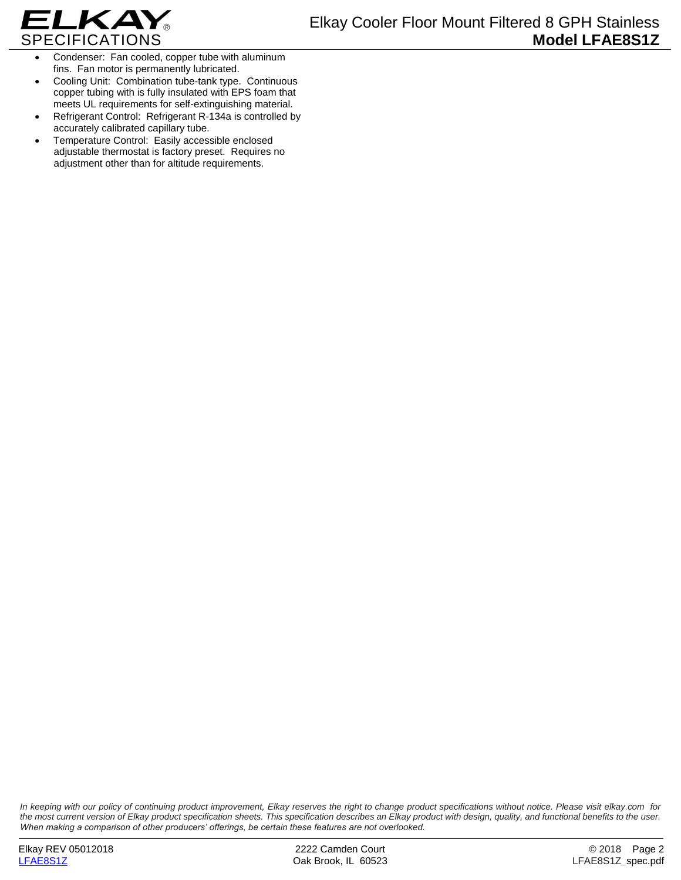- Condenser: Fan cooled, copper tube with aluminum fins. Fan motor is permanently lubricated.
- Cooling Unit: Combination tube-tank type. Continuous copper tubing with is fully insulated with EPS foam that meets UL requirements for self-extinguishing material.
- Refrigerant Control: Refrigerant R-134a is controlled by accurately calibrated capillary tube.
- Temperature Control: Easily accessible enclosed adjustable thermostat is factory preset. Requires no adjustment other than for altitude requirements.

*In keeping with our policy of continuing product improvement, Elkay reserves the right to change product specifications without notice. Please visit elkay.com for the most current version of Elkay product specification sheets. This specification describes an Elkay product with design, quality, and functional benefits to the user. When making a comparison of other producers' offerings, be certain these features are not overlooked.*

Elkay REV 05012018
LFAE8S1Z

2222 Camden Court
Oak Brook, IL 60523

© 2018
LFAE8S1Z_spec.pdf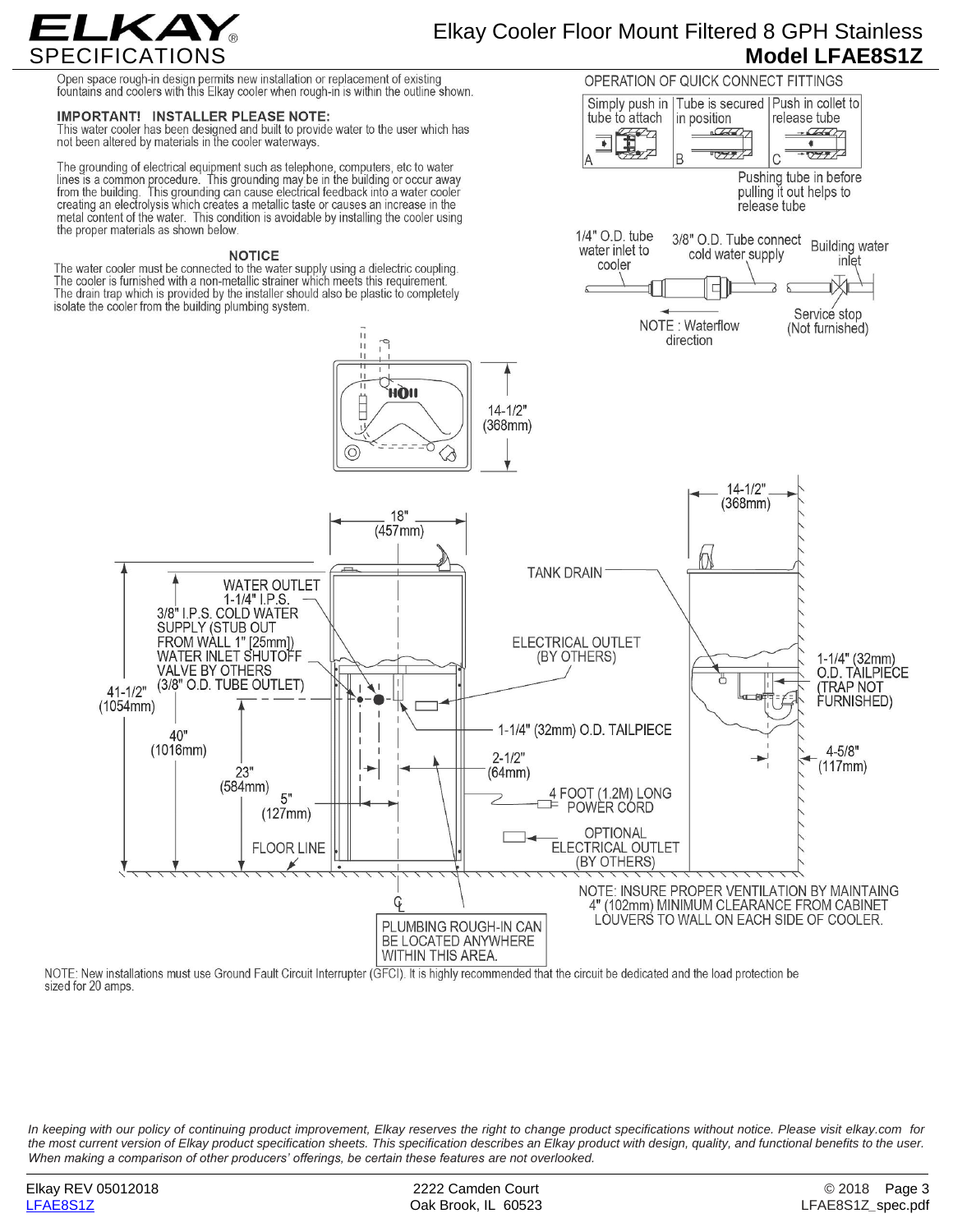# ELKAY SPECIFICATIONS

## Elkay Cooler Floor Mount Filtered 8 GPH Stainless
## Model LFAE8S1Z

Open space rough-in design permits new installation or replacement of existing fountains and coolers with this Elkay cooler when rough-in is within the outline shown.

**IMPORTANT! INSTALLER PLEASE NOTE:**
This water cooler has been designed and built to provide water to the user which has not been altered by materials in the cooler waterways.

The grounding of electrical equipment such as telephone, computers, etc to water lines is a common procedure. This grounding may be in the building or occur away from the building. This grounding can cause electrical feedback into a water cooler creating an electrolysis which creates a metallic taste or causes an increase in the metal content of the water. This condition is avoidable by installing the cooler using the proper materials as shown below.

**NOTICE**
The water cooler must be connected to the water supply using a dielectric coupling. The cooler is furnished with a non-metallic strainer which meets this requirement. The drain trap which is provided by the installer should also be plastic to completely isolate the cooler from the building plumbing system.

OPERATION OF QUICK CONNECT FITTINGS

A: Simply push in tube to attach
B: Tube is secured in position
C: Push in collet to release tube

Pushing tube in before pulling it out helps to release tube

1/4" O.D. tube water inlet to cooler
3/8" O.D. Tube connect cold water supply
Building water inlet
Service stop (Not furnished)
NOTE : Waterflow direction

14-1/2" (368mm)
18" (457mm)
14-1/2" (368mm)
TANK DRAIN
WATER OUTLET 1-1/4" I.P.S.
3/8" I.P.S. COLD WATER SUPPLY (STUB OUT FROM WALL 1" [25mm]) WATER INLET SHUTOFF VALVE BY OTHERS (3/8" O.D. TUBE OUTLET)
ELECTRICAL OUTLET (BY OTHERS)
1-1/4" (32mm) O.D. TAILPIECE (TRAP NOT FURNISHED)
41-1/2" (1054mm)
40" (1016mm)
23" (584mm)
5" (127mm)
1-1/4" (32mm) O.D. TAILPIECE
2-1/2" (64mm)
4-5/8" (117mm)
4 FOOT (1.2M) LONG POWER CORD
OPTIONAL ELECTRICAL OUTLET (BY OTHERS)
FLOOR LINE
PLUMBING ROUGH-IN CAN BE LOCATED ANYWHERE WITHIN THIS AREA.

NOTE: INSURE PROPER VENTILATION BY MAINTAING 4" (102mm) MINIMUM CLEARANCE FROM CABINET LOUVERS TO WALL ON EACH SIDE OF COOLER.

NOTE: New installations must use Ground Fault Circuit Interrupter (GFCI). It is highly recommended that the circuit be dedicated and the load protection be sized for 20 amps.

*In keeping with our policy of continuing product improvement, Elkay reserves the right to change product specifications without notice. Please visit elkay.com for the most current version of Elkay product specification sheets. This specification describes an Elkay product with design, quality, and functional benefits to the user. When making a comparison of other producers' offerings, be certain these features are not overlooked.*

Elkay REV 05012018 | 2222 Camden Court, Oak Brook, IL 60523 | © 2018
LFAE8S1Z | LFAE8S1Z_spec.pdf